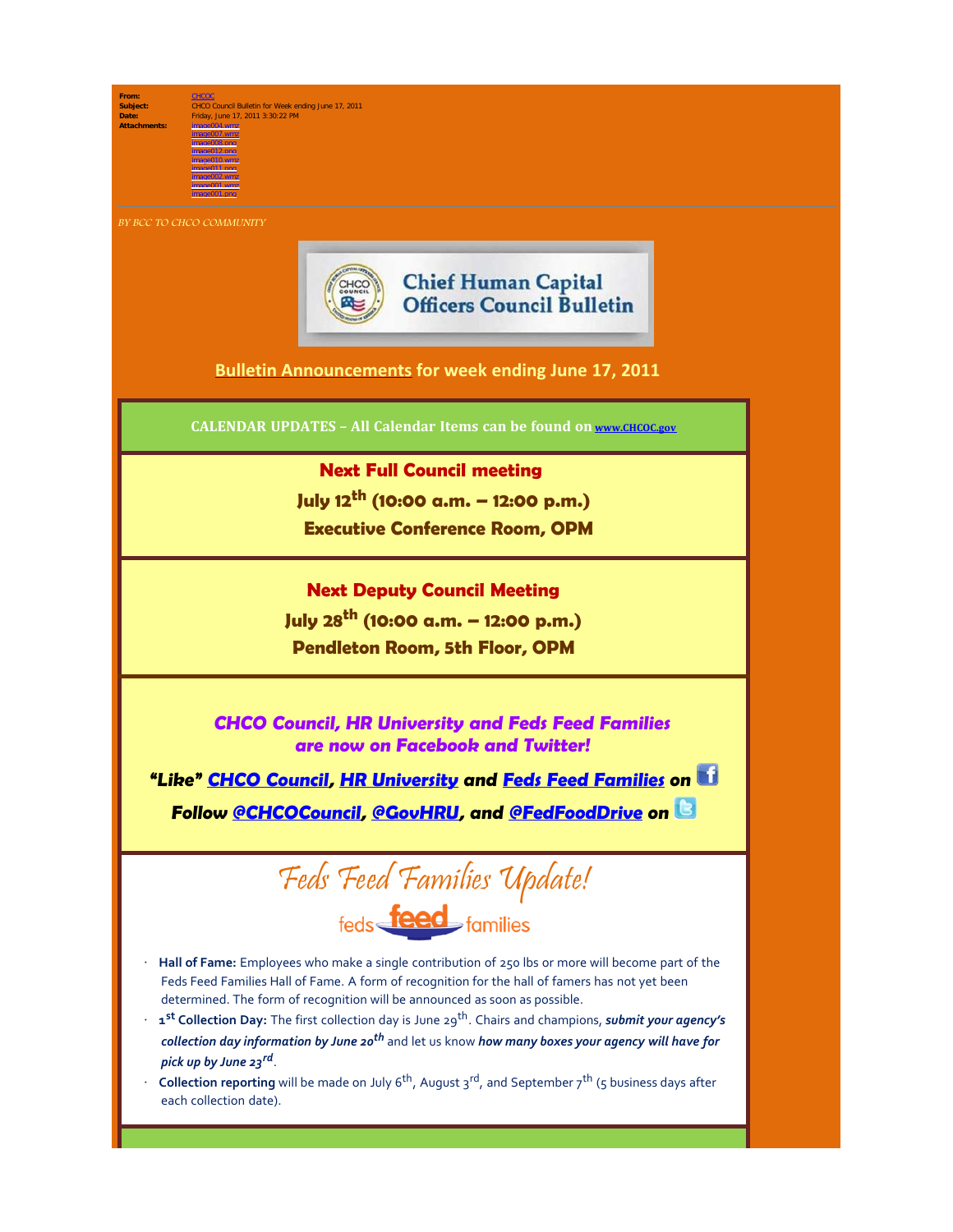**From:** CHCOC
**Subject:** CHCO Council Bulletin for Week ending June 17, 2011
**Date:** Friday, June 17, 2011 3:30:22 PM
**Attachments:** image004.wmz
image007.wmz
image008.png
image012.png
image010.wmz
image011.png
image002.wmz
image001.wmz
image001.png

---

BY BCC TO CHCO COMMUNITY

# Chief Human Capital Officers Council Bulletin

## Bulletin Announcements for week ending June 17, 2011

**CALENDAR UPDATES – All Calendar Items can be found on www.CHCOC.gov**

**Next Full Council meeting**

**July 12th (10:00 a.m. – 12:00 p.m.)**

**Executive Conference Room, OPM**

**Next Deputy Council Meeting**

**July 28th (10:00 a.m. – 12:00 p.m.)**

**Pendleton Room, 5th Floor, OPM**

***CHCO Council, HR University and Feds Feed Families are now on Facebook and Twitter!***

***"Like" CHCO Council, HR University and Feds Feed Families on Facebook***

***Follow @CHCOCouncil, @GovHRU, and @FedFoodDrive on Twitter***

## Feds Feed Families Update!

feds feed families

- **Hall of Fame:** Employees who make a single contribution of 250 lbs or more will become part of the Feds Feed Families Hall of Fame. A form of recognition for the hall of famers has not yet been determined. The form of recognition will be announced as soon as possible.
- **1st Collection Day:** The first collection day is June 29th. Chairs and champions, ***submit your agency's collection day information by June 20th*** and let us know ***how many boxes your agency will have for pick up by June 23rd***.
- **Collection reporting** will be made on July 6th, August 3rd, and September 7th (5 business days after each collection date).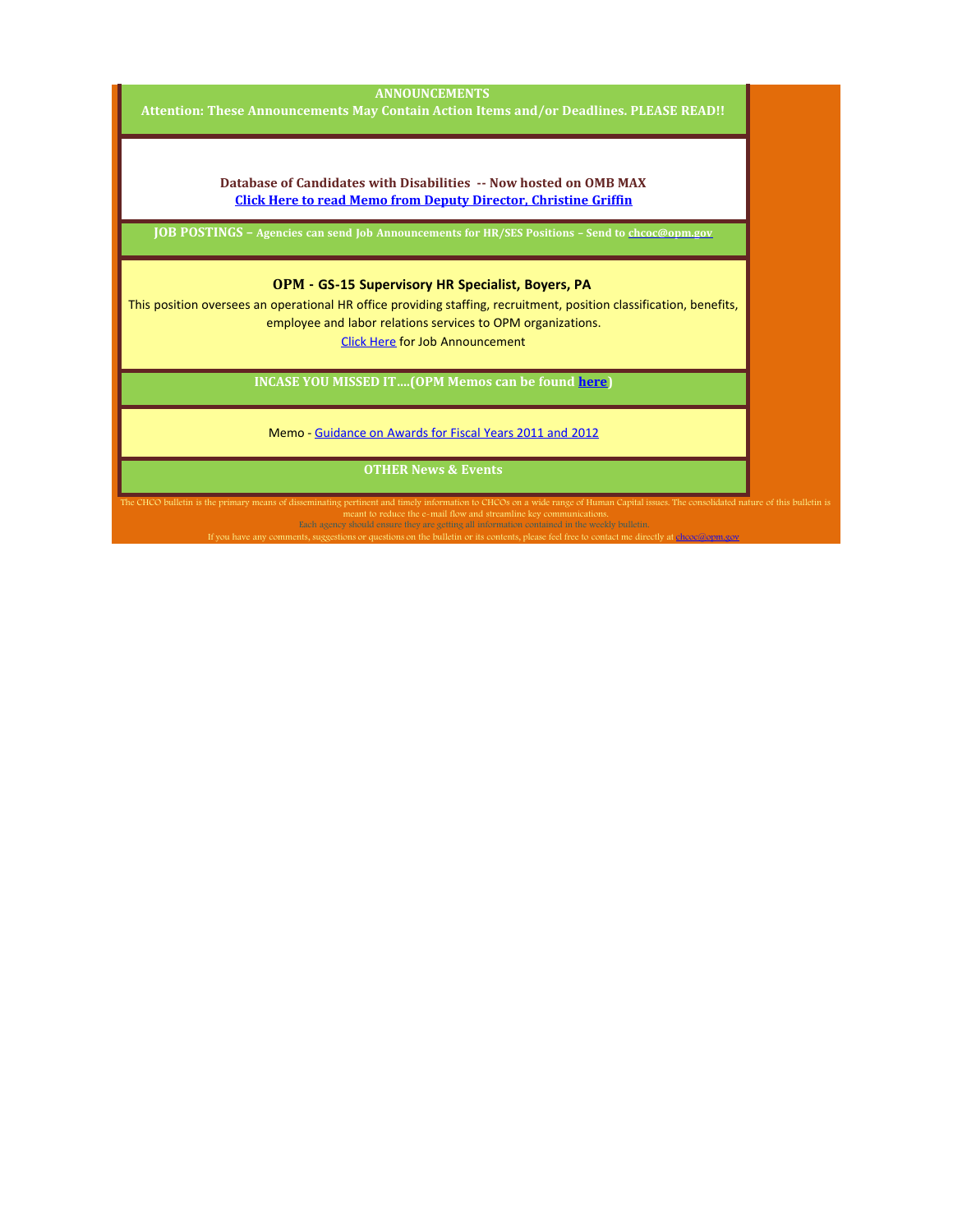## ANNOUNCEMENTS

**Attention: These Announcements May Contain Action Items and/or Deadlines. PLEASE READ!!**

**Database of Candidates with Disabilities -- Now hosted on OMB MAX**

**Click Here to read Memo from Deputy Director, Christine Griffin**

## JOB POSTINGS – Agencies can send Job Announcements for HR/SES Positions – Send to chcoc@opm.gov

### OPM - GS-15 Supervisory HR Specialist, Boyers, PA

This position oversees an operational HR office providing staffing, recruitment, position classification, benefits, employee and labor relations services to OPM organizations.

Click Here for Job Announcement

## INCASE YOU MISSED IT....(OPM Memos can be found here)

Memo - Guidance on Awards for Fiscal Years 2011 and 2012

## OTHER News & Events

The CHCO bulletin is the primary means of disseminating pertinent and timely information to CHCOs on a wide range of Human Capital issues. The consolidated nature of this bulletin is meant to reduce the e-mail flow and streamline key communications.

Each agency should ensure they are getting all information contained in the weekly bulletin.

If you have any comments, suggestions or questions on the bulletin or its contents, please feel free to contact me directly at chcoc@opm.gov